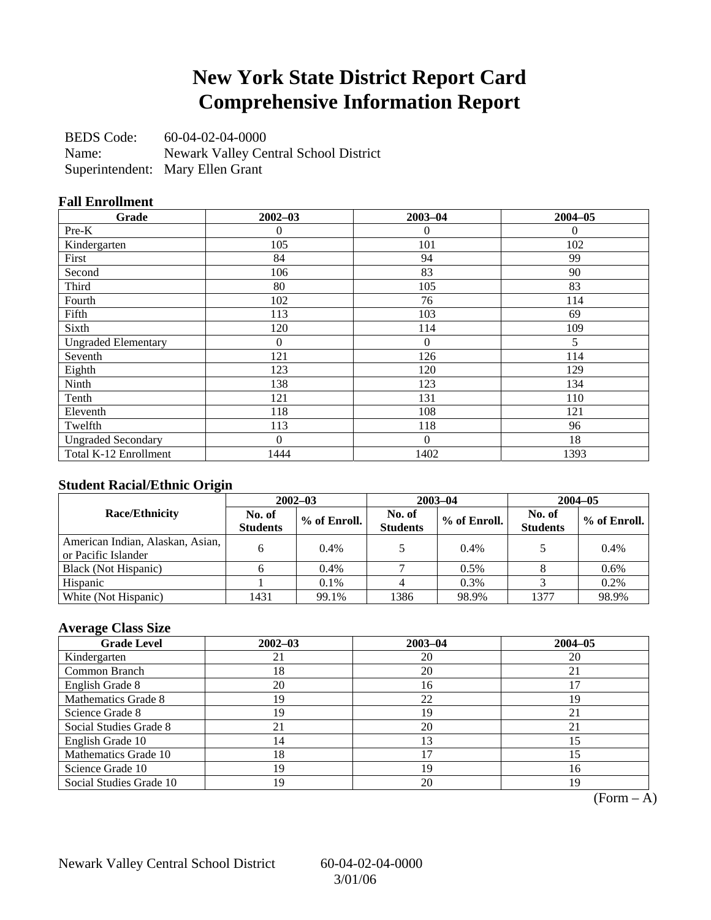# New York State District Report Card
# Comprehensive Information Report

BEDS Code: 60-04-02-04-0000
Name: Newark Valley Central School District
Superintendent: Mary Ellen Grant

### Fall Enrollment

| Grade | 2002–03 | 2003–04 | 2004–05 |
|---|---|---|---|
| Pre-K | 0 | 0 | 0 |
| Kindergarten | 105 | 101 | 102 |
| First | 84 | 94 | 99 |
| Second | 106 | 83 | 90 |
| Third | 80 | 105 | 83 |
| Fourth | 102 | 76 | 114 |
| Fifth | 113 | 103 | 69 |
| Sixth | 120 | 114 | 109 |
| Ungraded Elementary | 0 | 0 | 5 |
| Seventh | 121 | 126 | 114 |
| Eighth | 123 | 120 | 129 |
| Ninth | 138 | 123 | 134 |
| Tenth | 121 | 131 | 110 |
| Eleventh | 118 | 108 | 121 |
| Twelfth | 113 | 118 | 96 |
| Ungraded Secondary | 0 | 0 | 18 |
| Total K-12 Enrollment | 1444 | 1402 | 1393 |

### Student Racial/Ethnic Origin

| Race/Ethnicity | 2002–03 | | 2003–04 | | 2004–05 | |
|---|---|---|---|---|---|---|
| | No. of Students | % of Enroll. | No. of Students | % of Enroll. | No. of Students | % of Enroll. |
| American Indian, Alaskan, Asian, or Pacific Islander | 6 | 0.4% | 5 | 0.4% | 5 | 0.4% |
| Black (Not Hispanic) | 6 | 0.4% | 7 | 0.5% | 8 | 0.6% |
| Hispanic | 1 | 0.1% | 4 | 0.3% | 3 | 0.2% |
| White (Not Hispanic) | 1431 | 99.1% | 1386 | 98.9% | 1377 | 98.9% |

### Average Class Size

| Grade Level | 2002–03 | 2003–04 | 2004–05 |
|---|---|---|---|
| Kindergarten | 21 | 20 | 20 |
| Common Branch | 18 | 20 | 21 |
| English Grade 8 | 20 | 16 | 17 |
| Mathematics Grade 8 | 19 | 22 | 19 |
| Science Grade 8 | 19 | 19 | 21 |
| Social Studies Grade 8 | 21 | 20 | 21 |
| English Grade 10 | 14 | 13 | 15 |
| Mathematics Grade 10 | 18 | 17 | 15 |
| Science Grade 10 | 19 | 19 | 16 |
| Social Studies Grade 10 | 19 | 20 | 19 |

(Form – A)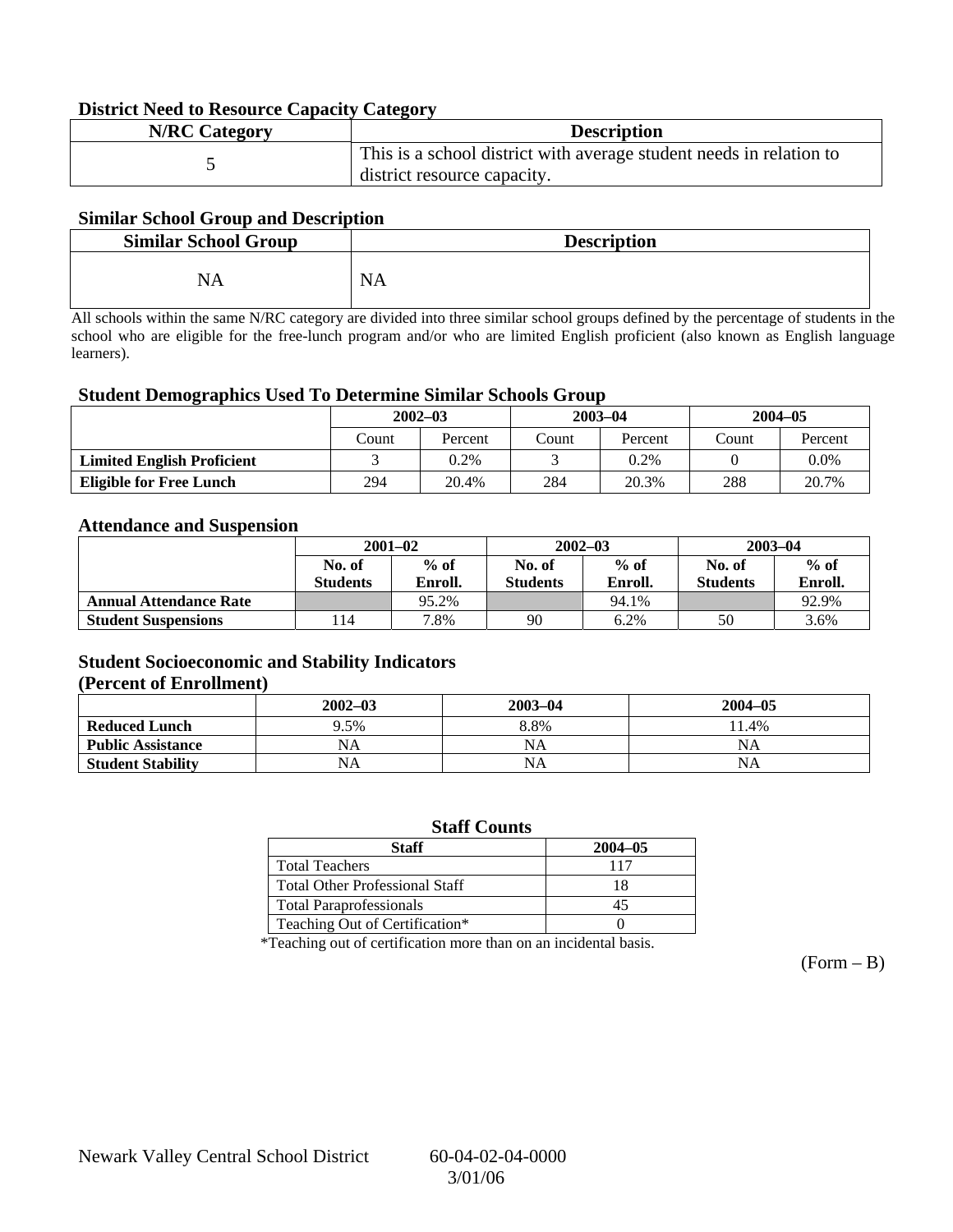### District Need to Resource Capacity Category

| N/RC Category | Description |
|---|---|
| 5 | This is a school district with average student needs in relation to district resource capacity. |

### Similar School Group and Description

| Similar School Group | Description |
|---|---|
| NA | NA |

All schools within the same N/RC category are divided into three similar school groups defined by the percentage of students in the school who are eligible for the free-lunch program and/or who are limited English proficient (also known as English language learners).

### Student Demographics Used To Determine Similar Schools Group

| | 2002–03 | | 2003–04 | | 2004–05 | |
|---|---|---|---|---|---|---|
| | Count | Percent | Count | Percent | Count | Percent |
| **Limited English Proficient** | 3 | 0.2% | 3 | 0.2% | 0 | 0.0% |
| **Eligible for Free Lunch** | 294 | 20.4% | 284 | 20.3% | 288 | 20.7% |

### Attendance and Suspension

| | 2001–02 | | 2002–03 | | 2003–04 | |
|---|---|---|---|---|---|---|
| | No. of Students | % of Enroll. | No. of Students | % of Enroll. | No. of Students | % of Enroll. |
| **Annual Attendance Rate** | | 95.2% | | 94.1% | | 92.9% |
| **Student Suspensions** | 114 | 7.8% | 90 | 6.2% | 50 | 3.6% |

### Student Socioeconomic and Stability Indicators (Percent of Enrollment)

| | 2002–03 | 2003–04 | 2004–05 |
|---|---|---|---|
| **Reduced Lunch** | 9.5% | 8.8% | 11.4% |
| **Public Assistance** | NA | NA | NA |
| **Student Stability** | NA | NA | NA |

### Staff Counts

| Staff | 2004–05 |
|---|---|
| Total Teachers | 117 |
| Total Other Professional Staff | 18 |
| Total Paraprofessionals | 45 |
| Teaching Out of Certification* | 0 |

*Teaching out of certification more than on an incidental basis.

(Form – B)

Newark Valley Central School District 60-04-02-04-0000 3/01/06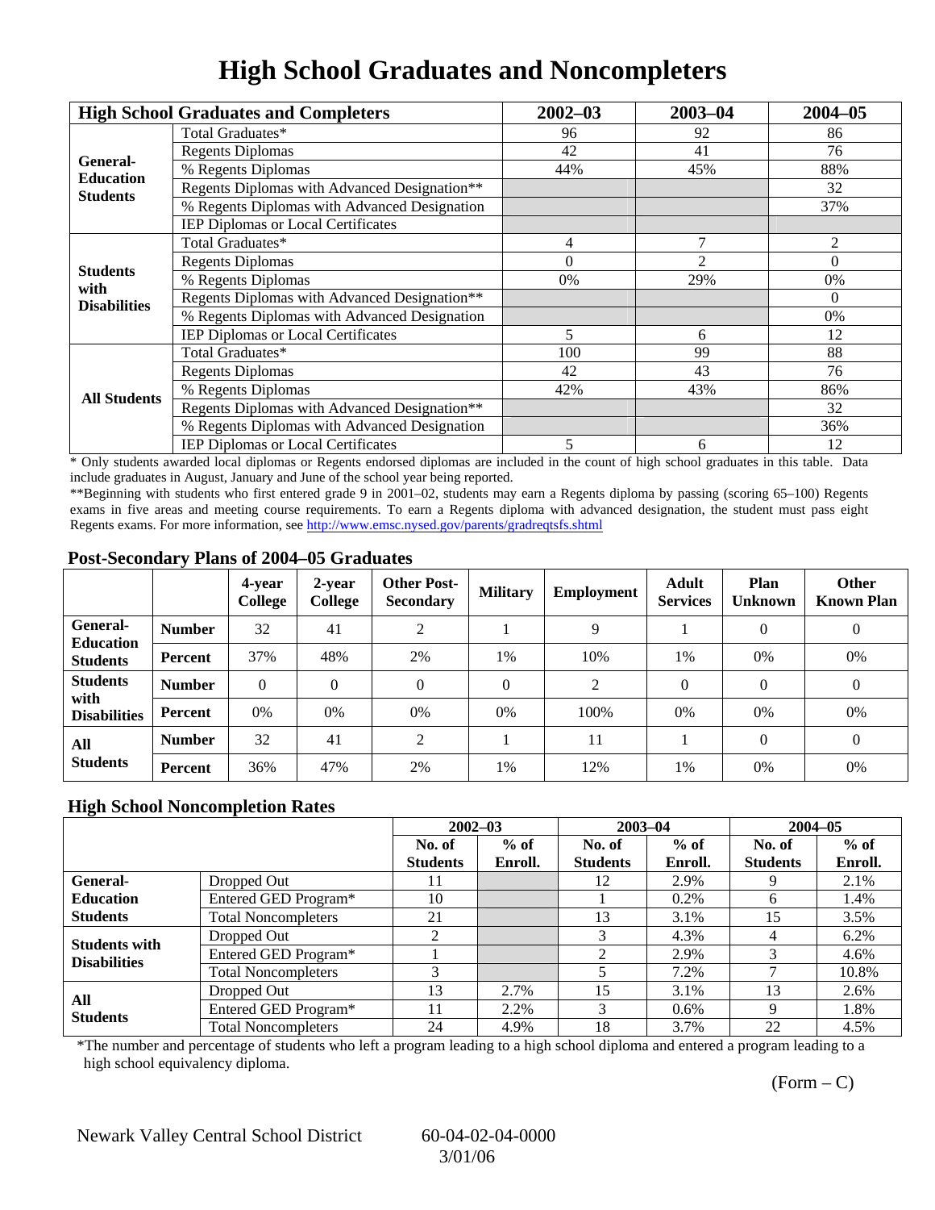# High School Graduates and Noncompleters

| High School Graduates and Completers | | 2002–03 | 2003–04 | 2004–05 |
|---|---|---|---|---|
| General-Education Students | Total Graduates* | 96 | 92 | 86 |
| | Regents Diplomas | 42 | 41 | 76 |
| | % Regents Diplomas | 44% | 45% | 88% |
| | Regents Diplomas with Advanced Designation** | | | 32 |
| | % Regents Diplomas with Advanced Designation | | | 37% |
| | IEP Diplomas or Local Certificates | | | |
| Students with Disabilities | Total Graduates* | 4 | 7 | 2 |
| | Regents Diplomas | 0 | 2 | 0 |
| | % Regents Diplomas | 0% | 29% | 0% |
| | Regents Diplomas with Advanced Designation** | | | 0 |
| | % Regents Diplomas with Advanced Designation | | | 0% |
| | IEP Diplomas or Local Certificates | 5 | 6 | 12 |
| All Students | Total Graduates* | 100 | 99 | 88 |
| | Regents Diplomas | 42 | 43 | 76 |
| | % Regents Diplomas | 42% | 43% | 86% |
| | Regents Diplomas with Advanced Designation** | | | 32 |
| | % Regents Diplomas with Advanced Designation | | | 36% |
| | IEP Diplomas or Local Certificates | 5 | 6 | 12 |

* Only students awarded local diplomas or Regents endorsed diplomas are included in the count of high school graduates in this table. Data include graduates in August, January and June of the school year being reported.

**Beginning with students who first entered grade 9 in 2001–02, students may earn a Regents diploma by passing (scoring 65–100) Regents exams in five areas and meeting course requirements. To earn a Regents diploma with advanced designation, the student must pass eight Regents exams. For more information, see http://www.emsc.nysed.gov/parents/gradreqtsfs.shtml

## Post-Secondary Plans of 2004–05 Graduates

| | | 4-year College | 2-year College | Other Post-Secondary | Military | Employment | Adult Services | Plan Unknown | Other Known Plan |
|---|---|---|---|---|---|---|---|---|---|
| General-Education Students | Number | 32 | 41 | 2 | 1 | 9 | 1 | 0 | 0 |
| | Percent | 37% | 48% | 2% | 1% | 10% | 1% | 0% | 0% |
| Students with Disabilities | Number | 0 | 0 | 0 | 0 | 2 | 0 | 0 | 0 |
| | Percent | 0% | 0% | 0% | 0% | 100% | 0% | 0% | 0% |
| All Students | Number | 32 | 41 | 2 | 1 | 11 | 1 | 0 | 0 |
| | Percent | 36% | 47% | 2% | 1% | 12% | 1% | 0% | 0% |

## High School Noncompletion Rates

| | | 2002–03 | | 2003–04 | | 2004–05 | |
|---|---|---|---|---|---|---|---|
| | | No. of Students | % of Enroll. | No. of Students | % of Enroll. | No. of Students | % of Enroll. |
| General-Education Students | Dropped Out | 11 | | 12 | 2.9% | 9 | 2.1% |
| | Entered GED Program* | 10 | | 1 | 0.2% | 6 | 1.4% |
| | Total Noncompleters | 21 | | 13 | 3.1% | 15 | 3.5% |
| Students with Disabilities | Dropped Out | 2 | | 3 | 4.3% | 4 | 6.2% |
| | Entered GED Program* | 1 | | 2 | 2.9% | 3 | 4.6% |
| | Total Noncompleters | 3 | | 5 | 7.2% | 7 | 10.8% |
| All Students | Dropped Out | 13 | 2.7% | 15 | 3.1% | 13 | 2.6% |
| | Entered GED Program* | 11 | 2.2% | 3 | 0.6% | 9 | 1.8% |
| | Total Noncompleters | 24 | 4.9% | 18 | 3.7% | 22 | 4.5% |

*The number and percentage of students who left a program leading to a high school diploma and entered a program leading to a high school equivalency diploma.

(Form – C)

Newark Valley Central School District 60-04-02-04-0000 3/01/06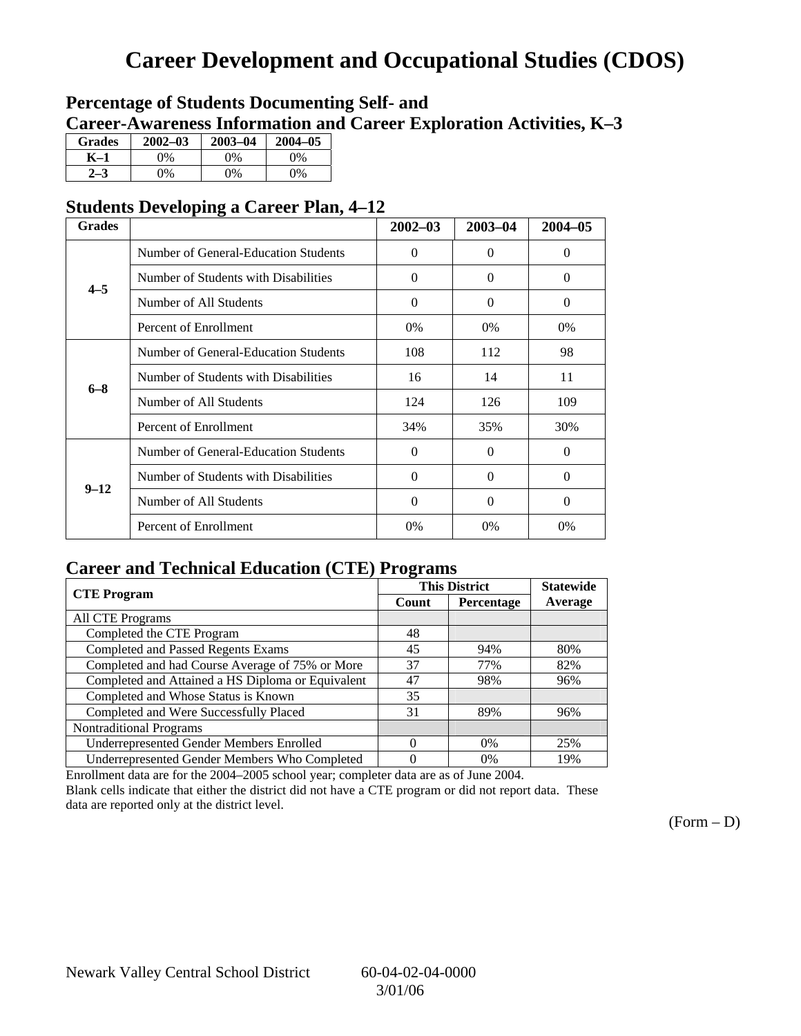# Career Development and Occupational Studies (CDOS)

## Percentage of Students Documenting Self- and Career-Awareness Information and Career Exploration Activities, K–3

| Grades | 2002–03 | 2003–04 | 2004–05 |
|---|---|---|---|
| K–1 | 0% | 0% | 0% |
| 2–3 | 0% | 0% | 0% |

## Students Developing a Career Plan, 4–12

| Grades | | 2002–03 | 2003–04 | 2004–05 |
|---|---|---|---|---|
| 4–5 | Number of General-Education Students | 0 | 0 | 0 |
| | Number of Students with Disabilities | 0 | 0 | 0 |
| | Number of All Students | 0 | 0 | 0 |
| | Percent of Enrollment | 0% | 0% | 0% |
| 6–8 | Number of General-Education Students | 108 | 112 | 98 |
| | Number of Students with Disabilities | 16 | 14 | 11 |
| | Number of All Students | 124 | 126 | 109 |
| | Percent of Enrollment | 34% | 35% | 30% |
| 9–12 | Number of General-Education Students | 0 | 0 | 0 |
| | Number of Students with Disabilities | 0 | 0 | 0 |
| | Number of All Students | 0 | 0 | 0 |
| | Percent of Enrollment | 0% | 0% | 0% |

## Career and Technical Education (CTE) Programs

| CTE Program | This District | | Statewide |
|---|---|---|---|
| | Count | Percentage | Average |
| All CTE Programs | | | |
| Completed the CTE Program | 48 | | |
| Completed and Passed Regents Exams | 45 | 94% | 80% |
| Completed and had Course Average of 75% or More | 37 | 77% | 82% |
| Completed and Attained a HS Diploma or Equivalent | 47 | 98% | 96% |
| Completed and Whose Status is Known | 35 | | |
| Completed and Were Successfully Placed | 31 | 89% | 96% |
| Nontraditional Programs | | | |
| Underrepresented Gender Members Enrolled | 0 | 0% | 25% |
| Underrepresented Gender Members Who Completed | 0 | 0% | 19% |

Enrollment data are for the 2004–2005 school year; completer data are as of June 2004.

Blank cells indicate that either the district did not have a CTE program or did not report data. These data are reported only at the district level.

(Form – D)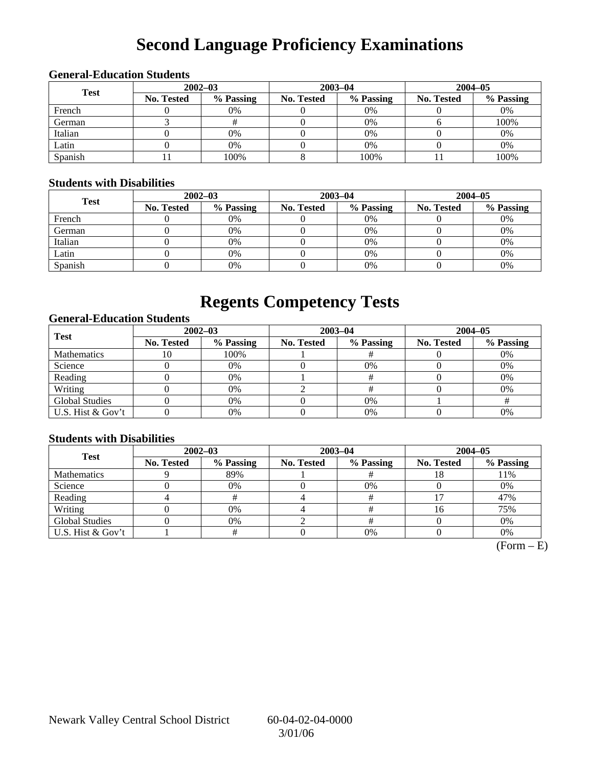# Second Language Proficiency Examinations

### General-Education Students

| Test | 2002–03 | | 2003–04 | | 2004–05 | |
|---|---|---|---|---|---|---|
| | No. Tested | % Passing | No. Tested | % Passing | No. Tested | % Passing |
| French | 0 | 0% | 0 | 0% | 0 | 0% |
| German | 3 | # | 0 | 0% | 6 | 100% |
| Italian | 0 | 0% | 0 | 0% | 0 | 0% |
| Latin | 0 | 0% | 0 | 0% | 0 | 0% |
| Spanish | 11 | 100% | 8 | 100% | 11 | 100% |

### Students with Disabilities

| Test | 2002–03 | | 2003–04 | | 2004–05 | |
|---|---|---|---|---|---|---|
| | No. Tested | % Passing | No. Tested | % Passing | No. Tested | % Passing |
| French | 0 | 0% | 0 | 0% | 0 | 0% |
| German | 0 | 0% | 0 | 0% | 0 | 0% |
| Italian | 0 | 0% | 0 | 0% | 0 | 0% |
| Latin | 0 | 0% | 0 | 0% | 0 | 0% |
| Spanish | 0 | 0% | 0 | 0% | 0 | 0% |

# Regents Competency Tests

### General-Education Students

| Test | 2002–03 | | 2003–04 | | 2004–05 | |
|---|---|---|---|---|---|---|
| | No. Tested | % Passing | No. Tested | % Passing | No. Tested | % Passing |
| Mathematics | 10 | 100% | 1 | # | 0 | 0% |
| Science | 0 | 0% | 0 | 0% | 0 | 0% |
| Reading | 0 | 0% | 1 | # | 0 | 0% |
| Writing | 0 | 0% | 2 | # | 0 | 0% |
| Global Studies | 0 | 0% | 0 | 0% | 1 | # |
| U.S. Hist & Gov't | 0 | 0% | 0 | 0% | 0 | 0% |

### Students with Disabilities

| Test | 2002–03 | | 2003–04 | | 2004–05 | |
|---|---|---|---|---|---|---|
| | No. Tested | % Passing | No. Tested | % Passing | No. Tested | % Passing |
| Mathematics | 9 | 89% | 1 | # | 18 | 11% |
| Science | 0 | 0% | 0 | 0% | 0 | 0% |
| Reading | 4 | # | 4 | # | 17 | 47% |
| Writing | 0 | 0% | 4 | # | 16 | 75% |
| Global Studies | 0 | 0% | 2 | # | 0 | 0% |
| U.S. Hist & Gov't | 1 | # | 0 | 0% | 0 | 0% |

(Form – E)

Newark Valley Central School District 60-04-02-04-0000 3/01/06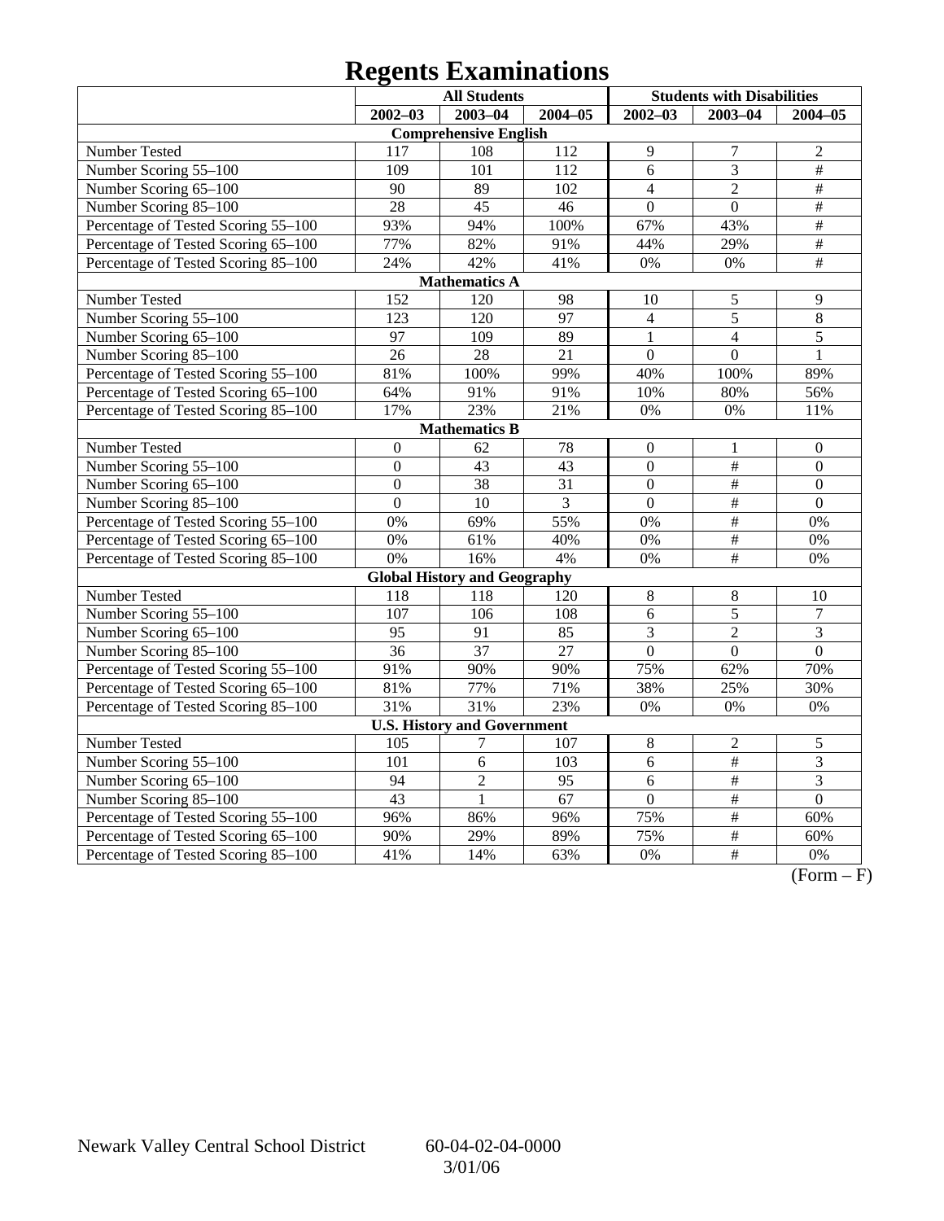# Regents Examinations

| | All Students | | | Students with Disabilities | | |
|---|---|---|---|---|---|---|
| | 2002–03 | 2003–04 | 2004–05 | 2002–03 | 2003–04 | 2004–05 |
| **Comprehensive English** | | | | | | |
| Number Tested | 117 | 108 | 112 | 9 | 7 | 2 |
| Number Scoring 55–100 | 109 | 101 | 112 | 6 | 3 | # |
| Number Scoring 65–100 | 90 | 89 | 102 | 4 | 2 | # |
| Number Scoring 85–100 | 28 | 45 | 46 | 0 | 0 | # |
| Percentage of Tested Scoring 55–100 | 93% | 94% | 100% | 67% | 43% | # |
| Percentage of Tested Scoring 65–100 | 77% | 82% | 91% | 44% | 29% | # |
| Percentage of Tested Scoring 85–100 | 24% | 42% | 41% | 0% | 0% | # |
| **Mathematics A** | | | | | | |
| Number Tested | 152 | 120 | 98 | 10 | 5 | 9 |
| Number Scoring 55–100 | 123 | 120 | 97 | 4 | 5 | 8 |
| Number Scoring 65–100 | 97 | 109 | 89 | 1 | 4 | 5 |
| Number Scoring 85–100 | 26 | 28 | 21 | 0 | 0 | 1 |
| Percentage of Tested Scoring 55–100 | 81% | 100% | 99% | 40% | 100% | 89% |
| Percentage of Tested Scoring 65–100 | 64% | 91% | 91% | 10% | 80% | 56% |
| Percentage of Tested Scoring 85–100 | 17% | 23% | 21% | 0% | 0% | 11% |
| **Mathematics B** | | | | | | |
| Number Tested | 0 | 62 | 78 | 0 | 1 | 0 |
| Number Scoring 55–100 | 0 | 43 | 43 | 0 | # | 0 |
| Number Scoring 65–100 | 0 | 38 | 31 | 0 | # | 0 |
| Number Scoring 85–100 | 0 | 10 | 3 | 0 | # | 0 |
| Percentage of Tested Scoring 55–100 | 0% | 69% | 55% | 0% | # | 0% |
| Percentage of Tested Scoring 65–100 | 0% | 61% | 40% | 0% | # | 0% |
| Percentage of Tested Scoring 85–100 | 0% | 16% | 4% | 0% | # | 0% |
| **Global History and Geography** | | | | | | |
| Number Tested | 118 | 118 | 120 | 8 | 8 | 10 |
| Number Scoring 55–100 | 107 | 106 | 108 | 6 | 5 | 7 |
| Number Scoring 65–100 | 95 | 91 | 85 | 3 | 2 | 3 |
| Number Scoring 85–100 | 36 | 37 | 27 | 0 | 0 | 0 |
| Percentage of Tested Scoring 55–100 | 91% | 90% | 90% | 75% | 62% | 70% |
| Percentage of Tested Scoring 65–100 | 81% | 77% | 71% | 38% | 25% | 30% |
| Percentage of Tested Scoring 85–100 | 31% | 31% | 23% | 0% | 0% | 0% |
| **U.S. History and Government** | | | | | | |
| Number Tested | 105 | 7 | 107 | 8 | 2 | 5 |
| Number Scoring 55–100 | 101 | 6 | 103 | 6 | # | 3 |
| Number Scoring 65–100 | 94 | 2 | 95 | 6 | # | 3 |
| Number Scoring 85–100 | 43 | 1 | 67 | 0 | # | 0 |
| Percentage of Tested Scoring 55–100 | 96% | 86% | 96% | 75% | # | 60% |
| Percentage of Tested Scoring 65–100 | 90% | 29% | 89% | 75% | # | 60% |
| Percentage of Tested Scoring 85–100 | 41% | 14% | 63% | 0% | # | 0% |

(Form – F)

Newark Valley Central School District 60-04-02-04-0000 3/01/06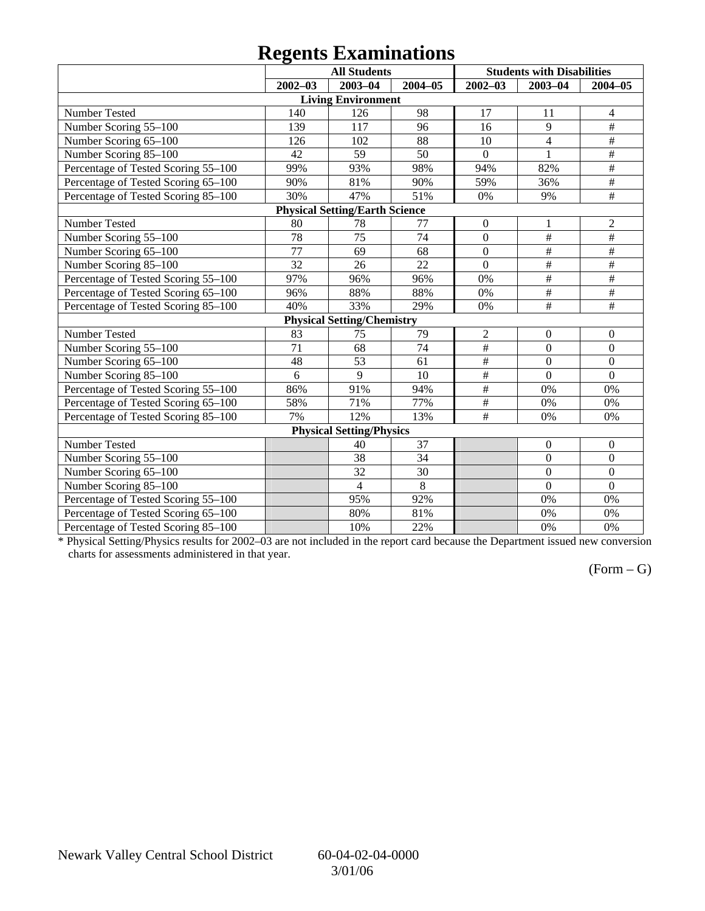# Regents Examinations

| | All Students | | | Students with Disabilities | | |
|---|---|---|---|---|---|---|
| | 2002–03 | 2003–04 | 2004–05 | 2002–03 | 2003–04 | 2004–05 |
| **Living Environment** | | | | | | |
| Number Tested | 140 | 126 | 98 | 17 | 11 | 4 |
| Number Scoring 55–100 | 139 | 117 | 96 | 16 | 9 | # |
| Number Scoring 65–100 | 126 | 102 | 88 | 10 | 4 | # |
| Number Scoring 85–100 | 42 | 59 | 50 | 0 | 1 | # |
| Percentage of Tested Scoring 55–100 | 99% | 93% | 98% | 94% | 82% | # |
| Percentage of Tested Scoring 65–100 | 90% | 81% | 90% | 59% | 36% | # |
| Percentage of Tested Scoring 85–100 | 30% | 47% | 51% | 0% | 9% | # |
| **Physical Setting/Earth Science** | | | | | | |
| Number Tested | 80 | 78 | 77 | 0 | 1 | 2 |
| Number Scoring 55–100 | 78 | 75 | 74 | 0 | # | # |
| Number Scoring 65–100 | 77 | 69 | 68 | 0 | # | # |
| Number Scoring 85–100 | 32 | 26 | 22 | 0 | # | # |
| Percentage of Tested Scoring 55–100 | 97% | 96% | 96% | 0% | # | # |
| Percentage of Tested Scoring 65–100 | 96% | 88% | 88% | 0% | # | # |
| Percentage of Tested Scoring 85–100 | 40% | 33% | 29% | 0% | # | # |
| **Physical Setting/Chemistry** | | | | | | |
| Number Tested | 83 | 75 | 79 | 2 | 0 | 0 |
| Number Scoring 55–100 | 71 | 68 | 74 | # | 0 | 0 |
| Number Scoring 65–100 | 48 | 53 | 61 | # | 0 | 0 |
| Number Scoring 85–100 | 6 | 9 | 10 | # | 0 | 0 |
| Percentage of Tested Scoring 55–100 | 86% | 91% | 94% | # | 0% | 0% |
| Percentage of Tested Scoring 65–100 | 58% | 71% | 77% | # | 0% | 0% |
| Percentage of Tested Scoring 85–100 | 7% | 12% | 13% | # | 0% | 0% |
| **Physical Setting/Physics** | | | | | | |
| Number Tested | | 40 | 37 | | 0 | 0 |
| Number Scoring 55–100 | | 38 | 34 | | 0 | 0 |
| Number Scoring 65–100 | | 32 | 30 | | 0 | 0 |
| Number Scoring 85–100 | | 4 | 8 | | 0 | 0 |
| Percentage of Tested Scoring 55–100 | | 95% | 92% | | 0% | 0% |
| Percentage of Tested Scoring 65–100 | | 80% | 81% | | 0% | 0% |
| Percentage of Tested Scoring 85–100 | | 10% | 22% | | 0% | 0% |

* Physical Setting/Physics results for 2002–03 are not included in the report card because the Department issued new conversion charts for assessments administered in that year.

(Form – G)

Newark Valley Central School District 60-04-02-04-0000
3/01/06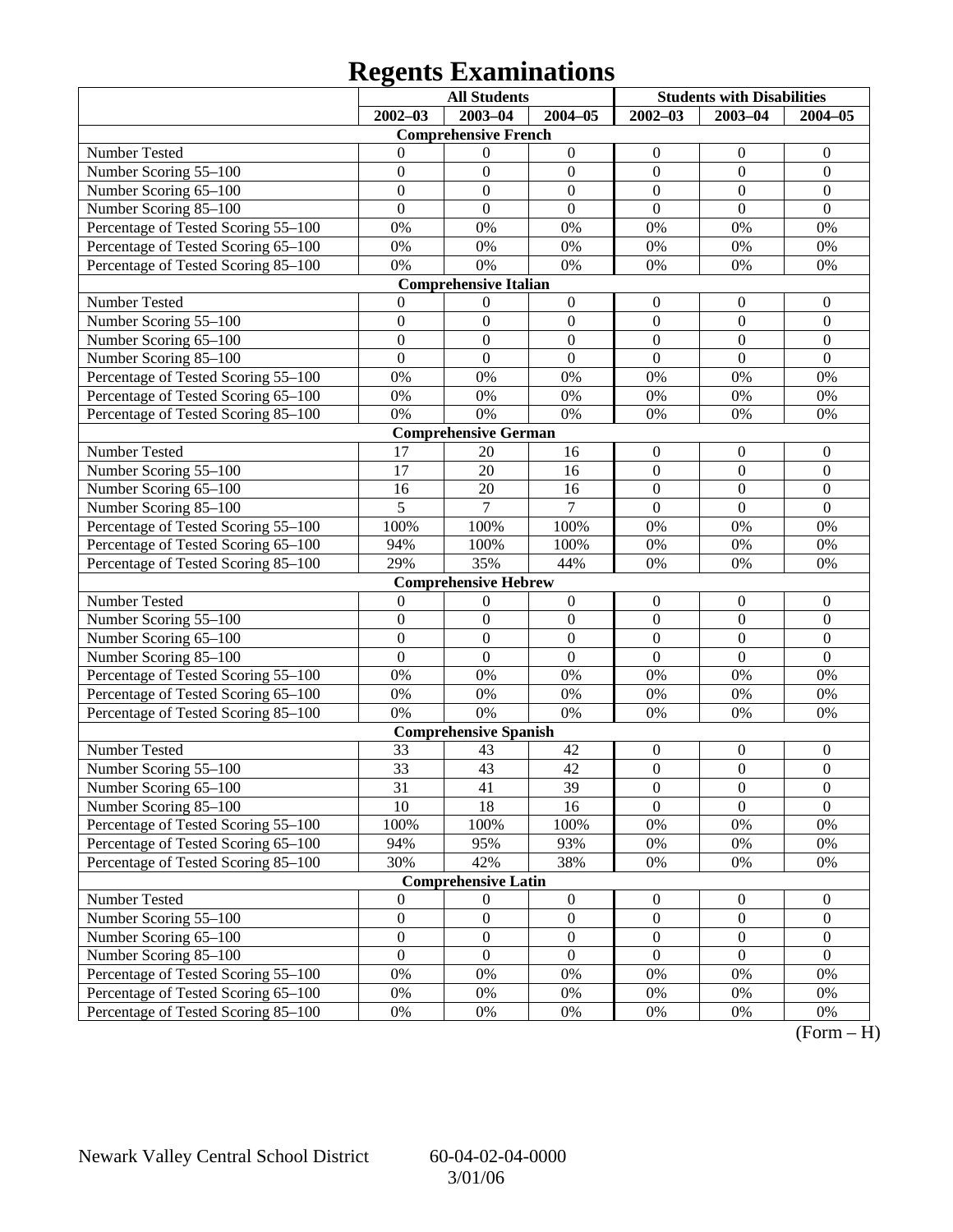# Regents Examinations

| | All Students | | | Students with Disabilities | | |
|---|---|---|---|---|---|---|
| | 2002–03 | 2003–04 | 2004–05 | 2002–03 | 2003–04 | 2004–05 |
| **Comprehensive French** | | | | | | |
| Number Tested | 0 | 0 | 0 | 0 | 0 | 0 |
| Number Scoring 55–100 | 0 | 0 | 0 | 0 | 0 | 0 |
| Number Scoring 65–100 | 0 | 0 | 0 | 0 | 0 | 0 |
| Number Scoring 85–100 | 0 | 0 | 0 | 0 | 0 | 0 |
| Percentage of Tested Scoring 55–100 | 0% | 0% | 0% | 0% | 0% | 0% |
| Percentage of Tested Scoring 65–100 | 0% | 0% | 0% | 0% | 0% | 0% |
| Percentage of Tested Scoring 85–100 | 0% | 0% | 0% | 0% | 0% | 0% |
| **Comprehensive Italian** | | | | | | |
| Number Tested | 0 | 0 | 0 | 0 | 0 | 0 |
| Number Scoring 55–100 | 0 | 0 | 0 | 0 | 0 | 0 |
| Number Scoring 65–100 | 0 | 0 | 0 | 0 | 0 | 0 |
| Number Scoring 85–100 | 0 | 0 | 0 | 0 | 0 | 0 |
| Percentage of Tested Scoring 55–100 | 0% | 0% | 0% | 0% | 0% | 0% |
| Percentage of Tested Scoring 65–100 | 0% | 0% | 0% | 0% | 0% | 0% |
| Percentage of Tested Scoring 85–100 | 0% | 0% | 0% | 0% | 0% | 0% |
| **Comprehensive German** | | | | | | |
| Number Tested | 17 | 20 | 16 | 0 | 0 | 0 |
| Number Scoring 55–100 | 17 | 20 | 16 | 0 | 0 | 0 |
| Number Scoring 65–100 | 16 | 20 | 16 | 0 | 0 | 0 |
| Number Scoring 85–100 | 5 | 7 | 7 | 0 | 0 | 0 |
| Percentage of Tested Scoring 55–100 | 100% | 100% | 100% | 0% | 0% | 0% |
| Percentage of Tested Scoring 65–100 | 94% | 100% | 100% | 0% | 0% | 0% |
| Percentage of Tested Scoring 85–100 | 29% | 35% | 44% | 0% | 0% | 0% |
| **Comprehensive Hebrew** | | | | | | |
| Number Tested | 0 | 0 | 0 | 0 | 0 | 0 |
| Number Scoring 55–100 | 0 | 0 | 0 | 0 | 0 | 0 |
| Number Scoring 65–100 | 0 | 0 | 0 | 0 | 0 | 0 |
| Number Scoring 85–100 | 0 | 0 | 0 | 0 | 0 | 0 |
| Percentage of Tested Scoring 55–100 | 0% | 0% | 0% | 0% | 0% | 0% |
| Percentage of Tested Scoring 65–100 | 0% | 0% | 0% | 0% | 0% | 0% |
| Percentage of Tested Scoring 85–100 | 0% | 0% | 0% | 0% | 0% | 0% |
| **Comprehensive Spanish** | | | | | | |
| Number Tested | 33 | 43 | 42 | 0 | 0 | 0 |
| Number Scoring 55–100 | 33 | 43 | 42 | 0 | 0 | 0 |
| Number Scoring 65–100 | 31 | 41 | 39 | 0 | 0 | 0 |
| Number Scoring 85–100 | 10 | 18 | 16 | 0 | 0 | 0 |
| Percentage of Tested Scoring 55–100 | 100% | 100% | 100% | 0% | 0% | 0% |
| Percentage of Tested Scoring 65–100 | 94% | 95% | 93% | 0% | 0% | 0% |
| Percentage of Tested Scoring 85–100 | 30% | 42% | 38% | 0% | 0% | 0% |
| **Comprehensive Latin** | | | | | | |
| Number Tested | 0 | 0 | 0 | 0 | 0 | 0 |
| Number Scoring 55–100 | 0 | 0 | 0 | 0 | 0 | 0 |
| Number Scoring 65–100 | 0 | 0 | 0 | 0 | 0 | 0 |
| Number Scoring 85–100 | 0 | 0 | 0 | 0 | 0 | 0 |
| Percentage of Tested Scoring 55–100 | 0% | 0% | 0% | 0% | 0% | 0% |
| Percentage of Tested Scoring 65–100 | 0% | 0% | 0% | 0% | 0% | 0% |
| Percentage of Tested Scoring 85–100 | 0% | 0% | 0% | 0% | 0% | 0% |

(Form – H)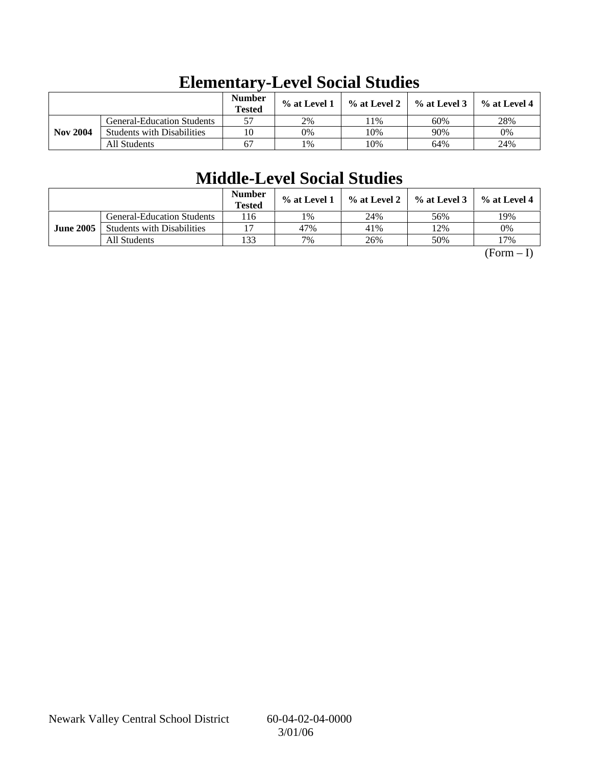# Elementary-Level Social Studies

| | | Number Tested | % at Level 1 | % at Level 2 | % at Level 3 | % at Level 4 |
|---|---|---|---|---|---|---|
| Nov 2004 | General-Education Students | 57 | 2% | 11% | 60% | 28% |
| | Students with Disabilities | 10 | 0% | 10% | 90% | 0% |
| | All Students | 67 | 1% | 10% | 64% | 24% |

# Middle-Level Social Studies

| | | Number Tested | % at Level 1 | % at Level 2 | % at Level 3 | % at Level 4 |
|---|---|---|---|---|---|---|
| June 2005 | General-Education Students | 116 | 1% | 24% | 56% | 19% |
| | Students with Disabilities | 17 | 47% | 41% | 12% | 0% |
| | All Students | 133 | 7% | 26% | 50% | 17% |

(Form – I)

Newark Valley Central School District 60-04-02-04-0000
3/01/06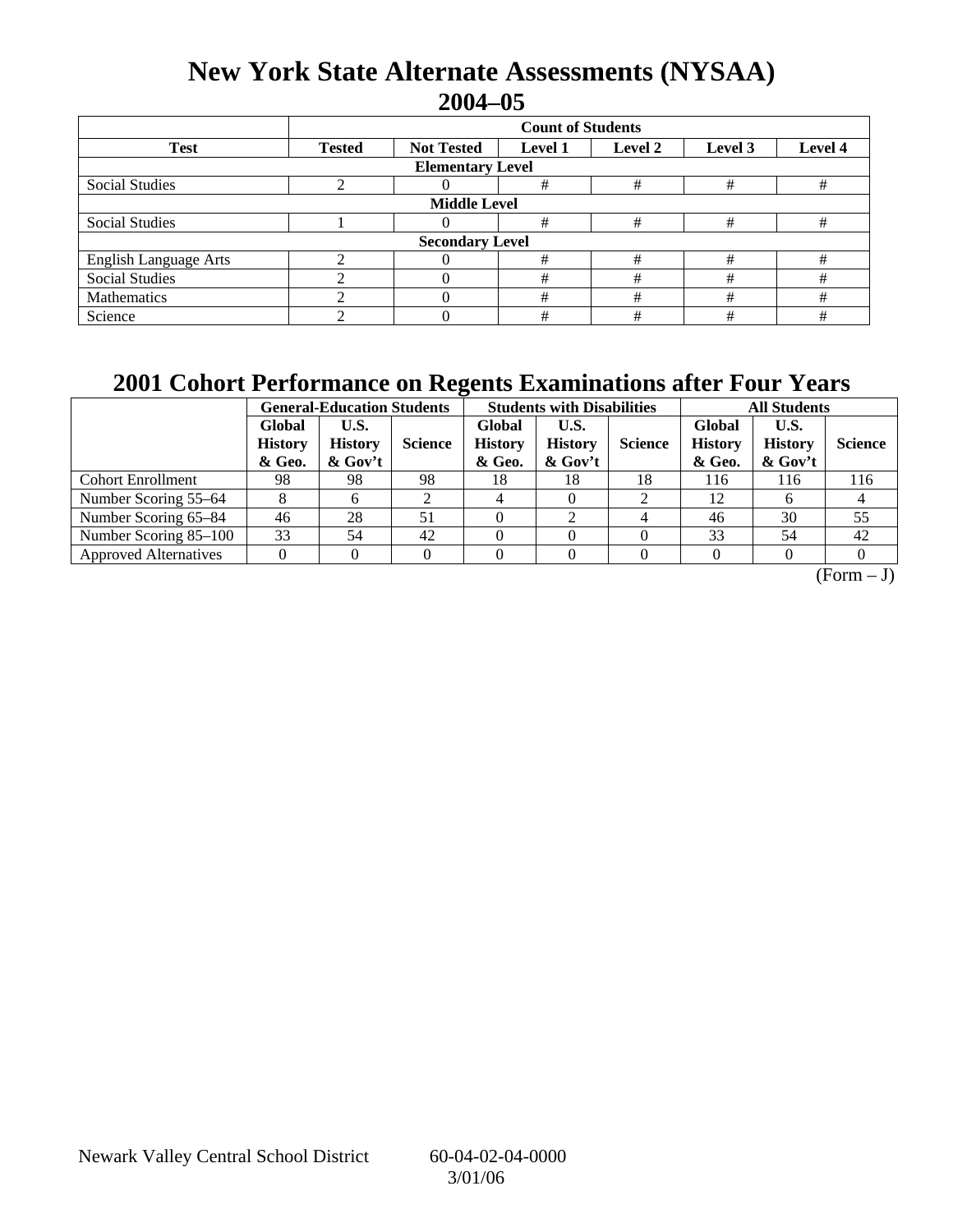# New York State Alternate Assessments (NYSAA)
## 2004–05

| | Count of Students | | | | | |
|---|---|---|---|---|---|---|
| **Test** | **Tested** | **Not Tested** | **Level 1** | **Level 2** | **Level 3** | **Level 4** |
| **Elementary Level** | | | | | | |
| Social Studies | 2 | 0 | # | # | # | # |
| **Middle Level** | | | | | | |
| Social Studies | 1 | 0 | # | # | # | # |
| **Secondary Level** | | | | | | |
| English Language Arts | 2 | 0 | # | # | # | # |
| Social Studies | 2 | 0 | # | # | # | # |
| Mathematics | 2 | 0 | # | # | # | # |
| Science | 2 | 0 | # | # | # | # |

## 2001 Cohort Performance on Regents Examinations after Four Years

| | General-Education Students | | | Students with Disabilities | | | All Students | | |
|---|---|---|---|---|---|---|---|---|---|
| | **Global History & Geo.** | **U.S. History & Gov't** | **Science** | **Global History & Geo.** | **U.S. History & Gov't** | **Science** | **Global History & Geo.** | **U.S. History & Gov't** | **Science** |
| Cohort Enrollment | 98 | 98 | 98 | 18 | 18 | 18 | 116 | 116 | 116 |
| Number Scoring 55–64 | 8 | 6 | 2 | 4 | 0 | 2 | 12 | 6 | 4 |
| Number Scoring 65–84 | 46 | 28 | 51 | 0 | 2 | 4 | 46 | 30 | 55 |
| Number Scoring 85–100 | 33 | 54 | 42 | 0 | 0 | 0 | 33 | 54 | 42 |
| Approved Alternatives | 0 | 0 | 0 | 0 | 0 | 0 | 0 | 0 | 0 |

(Form – J)

Newark Valley Central School District 60-04-02-04-0000
3/01/06